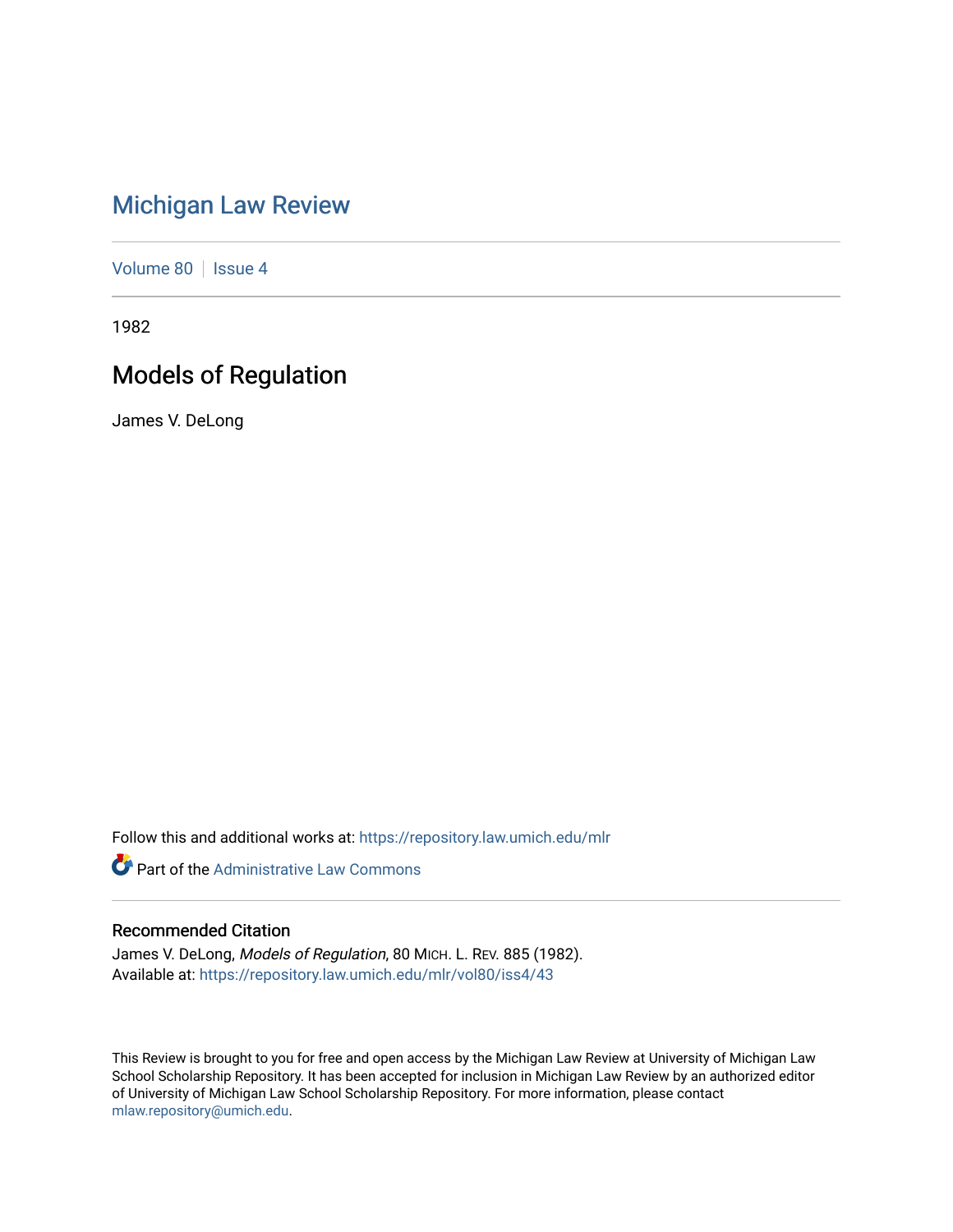# Michigan Law Review

Volume 80 | Issue 4

1982

## Models of Regulation

James V. DeLong

Follow this and additional works at: https://repository.law.umich.edu/mlr

Part of the Administrative Law Commons

### Recommended Citation

James V. DeLong, *Models of Regulation*, 80 MICH. L. REV. 885 (1982).
Available at: https://repository.law.umich.edu/mlr/vol80/iss4/43

This Review is brought to you for free and open access by the Michigan Law Review at University of Michigan Law School Scholarship Repository. It has been accepted for inclusion in Michigan Law Review by an authorized editor of University of Michigan Law School Scholarship Repository. For more information, please contact mlaw.repository@umich.edu.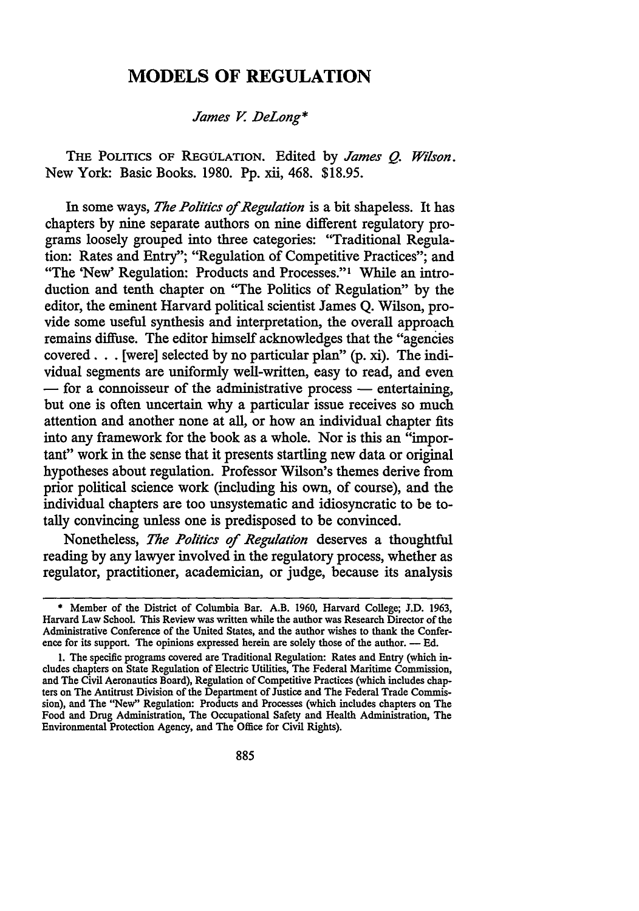# MODELS OF REGULATION

*James V. DeLong**

THE POLITICS OF REGULATION. Edited by *James Q. Wilson*. New York: Basic Books. 1980. Pp. xii, 468. $18.95.

In some ways, *The Politics of Regulation* is a bit shapeless. It has chapters by nine separate authors on nine different regulatory programs loosely grouped into three categories: "Traditional Regulation: Rates and Entry"; "Regulation of Competitive Practices"; and "The 'New' Regulation: Products and Processes."[1] While an introduction and tenth chapter on "The Politics of Regulation" by the editor, the eminent Harvard political scientist James Q. Wilson, provide some useful synthesis and interpretation, the overall approach remains diffuse. The editor himself acknowledges that the "agencies covered . . . [were] selected by no particular plan" (p. xi). The individual segments are uniformly well-written, easy to read, and even — for a connoisseur of the administrative process — entertaining, but one is often uncertain why a particular issue receives so much attention and another none at all, or how an individual chapter fits into any framework for the book as a whole. Nor is this an "important" work in the sense that it presents startling new data or original hypotheses about regulation. Professor Wilson's themes derive from prior political science work (including his own, of course), and the individual chapters are too unsystematic and idiosyncratic to be totally convincing unless one is predisposed to be convinced.

Nonetheless, *The Politics of Regulation* deserves a thoughtful reading by any lawyer involved in the regulatory process, whether as regulator, practitioner, academician, or judge, because its analysis

---

\* Member of the District of Columbia Bar. A.B. 1960, Harvard College; J.D. 1963, Harvard Law School. This Review was written while the author was Research Director of the Administrative Conference of the United States, and the author wishes to thank the Conference for its support. The opinions expressed herein are solely those of the author. — Ed.

1. The specific programs covered are Traditional Regulation: Rates and Entry (which includes chapters on State Regulation of Electric Utilities, The Federal Maritime Commission, and The Civil Aeronautics Board), Regulation of Competitive Practices (which includes chapters on The Antitrust Division of the Department of Justice and The Federal Trade Commission), and The "New" Regulation: Products and Processes (which includes chapters on The Food and Drug Administration, The Occupational Safety and Health Administration, The Environmental Protection Agency, and The Office for Civil Rights).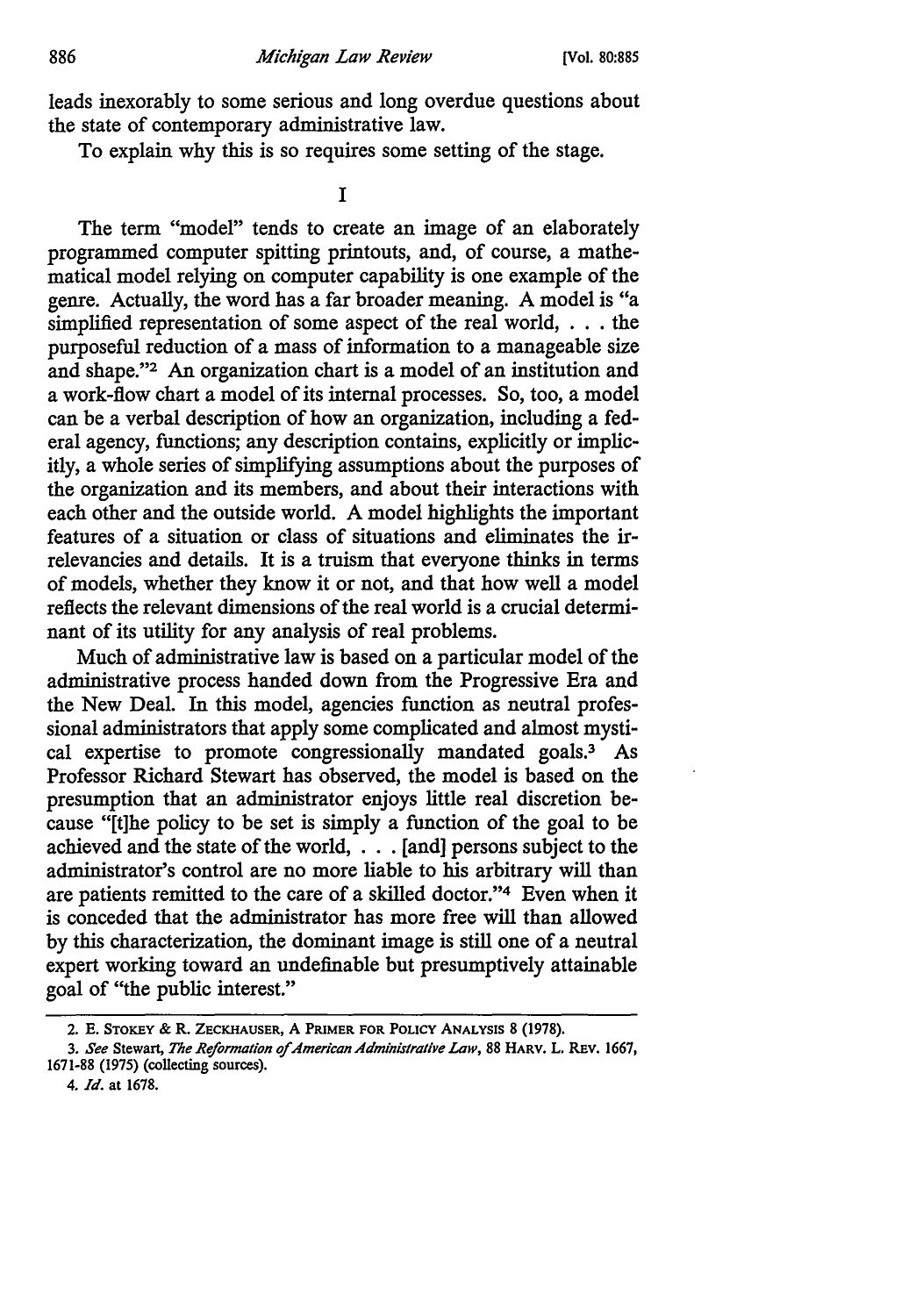leads inexorably to some serious and long overdue questions about the state of contemporary administrative law.

To explain why this is so requires some setting of the stage.

## I

The term "model" tends to create an image of an elaborately programmed computer spitting printouts, and, of course, a mathematical model relying on computer capability is one example of the genre. Actually, the word has a far broader meaning. A model is "a simplified representation of some aspect of the real world, . . . the purposeful reduction of a mass of information to a manageable size and shape."[2] An organization chart is a model of an institution and a work-flow chart a model of its internal processes. So, too, a model can be a verbal description of how an organization, including a federal agency, functions; any description contains, explicitly or implicitly, a whole series of simplifying assumptions about the purposes of the organization and its members, and about their interactions with each other and the outside world. A model highlights the important features of a situation or class of situations and eliminates the irrelevancies and details. It is a truism that everyone thinks in terms of models, whether they know it or not, and that how well a model reflects the relevant dimensions of the real world is a crucial determinant of its utility for any analysis of real problems.

Much of administrative law is based on a particular model of the administrative process handed down from the Progressive Era and the New Deal. In this model, agencies function as neutral professional administrators that apply some complicated and almost mystical expertise to promote congressionally mandated goals.[3] As Professor Richard Stewart has observed, the model is based on the presumption that an administrator enjoys little real discretion because "[t]he policy to be set is simply a function of the goal to be achieved and the state of the world, . . . [and] persons subject to the administrator's control are no more liable to his arbitrary will than are patients remitted to the care of a skilled doctor."[4] Even when it is conceded that the administrator has more free will than allowed by this characterization, the dominant image is still one of a neutral expert working toward an undefinable but presumptively attainable goal of "the public interest."

---

2. E. Stokey & R. Zeckhauser, A Primer for Policy Analysis 8 (1978).

3. *See* Stewart, *The Reformation of American Administrative Law*, 88 Harv. L. Rev. 1667, 1671-88 (1975) (collecting sources).

4. *Id.* at 1678.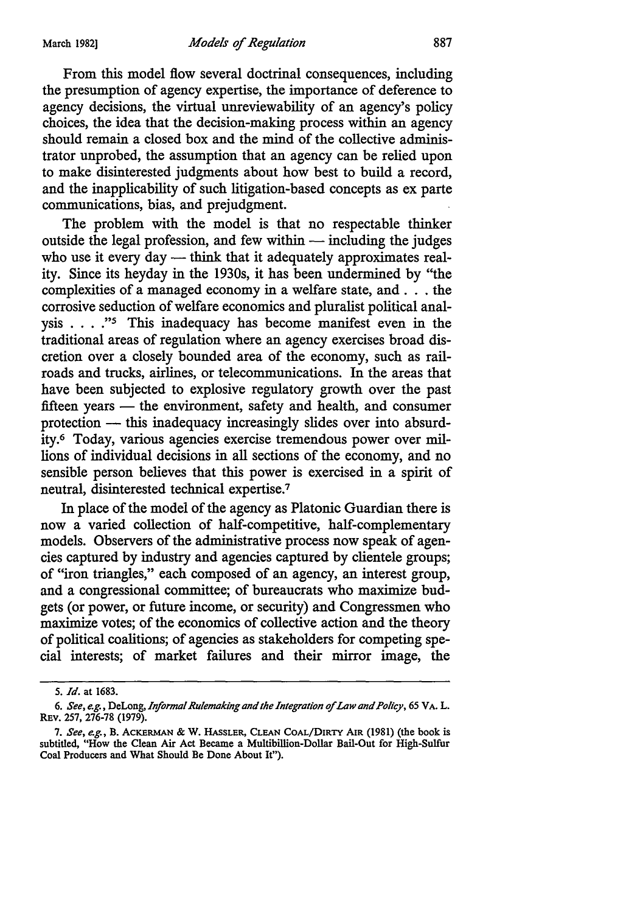From this model flow several doctrinal consequences, including the presumption of agency expertise, the importance of deference to agency decisions, the virtual unreviewability of an agency's policy choices, the idea that the decision-making process within an agency should remain a closed box and the mind of the collective administrator unprobed, the assumption that an agency can be relied upon to make disinterested judgments about how best to build a record, and the inapplicability of such litigation-based concepts as ex parte communications, bias, and prejudgment.

The problem with the model is that no respectable thinker outside the legal profession, and few within — including the judges who use it every day — think that it adequately approximates reality. Since its heyday in the 1930s, it has been undermined by "the complexities of a managed economy in a welfare state, and . . . the corrosive seduction of welfare economics and pluralist political analysis . . . ."[5] This inadequacy has become manifest even in the traditional areas of regulation where an agency exercises broad discretion over a closely bounded area of the economy, such as railroads and trucks, airlines, or telecommunications. In the areas that have been subjected to explosive regulatory growth over the past fifteen years — the environment, safety and health, and consumer protection — this inadequacy increasingly slides over into absurdity.[6] Today, various agencies exercise tremendous power over millions of individual decisions in all sections of the economy, and no sensible person believes that this power is exercised in a spirit of neutral, disinterested technical expertise.[7]

In place of the model of the agency as Platonic Guardian there is now a varied collection of half-competitive, half-complementary models. Observers of the administrative process now speak of agencies captured by industry and agencies captured by clientele groups; of "iron triangles," each composed of an agency, an interest group, and a congressional committee; of bureaucrats who maximize budgets (or power, or future income, or security) and Congressmen who maximize votes; of the economics of collective action and the theory of political coalitions; of agencies as stakeholders for competing special interests; of market failures and their mirror image, the

---

5. *Id.* at 1683.

6. *See, e.g.*, DeLong, *Informal Rulemaking and the Integration of Law and Policy*, 65 VA. L. REV. 257, 276-78 (1979).

7. *See, e.g.*, B. ACKERMAN & W. HASSLER, CLEAN COAL/DIRTY AIR (1981) (the book is subtitled, "How the Clean Air Act Became a Multibillion-Dollar Bail-Out for High-Sulfur Coal Producers and What Should Be Done About It").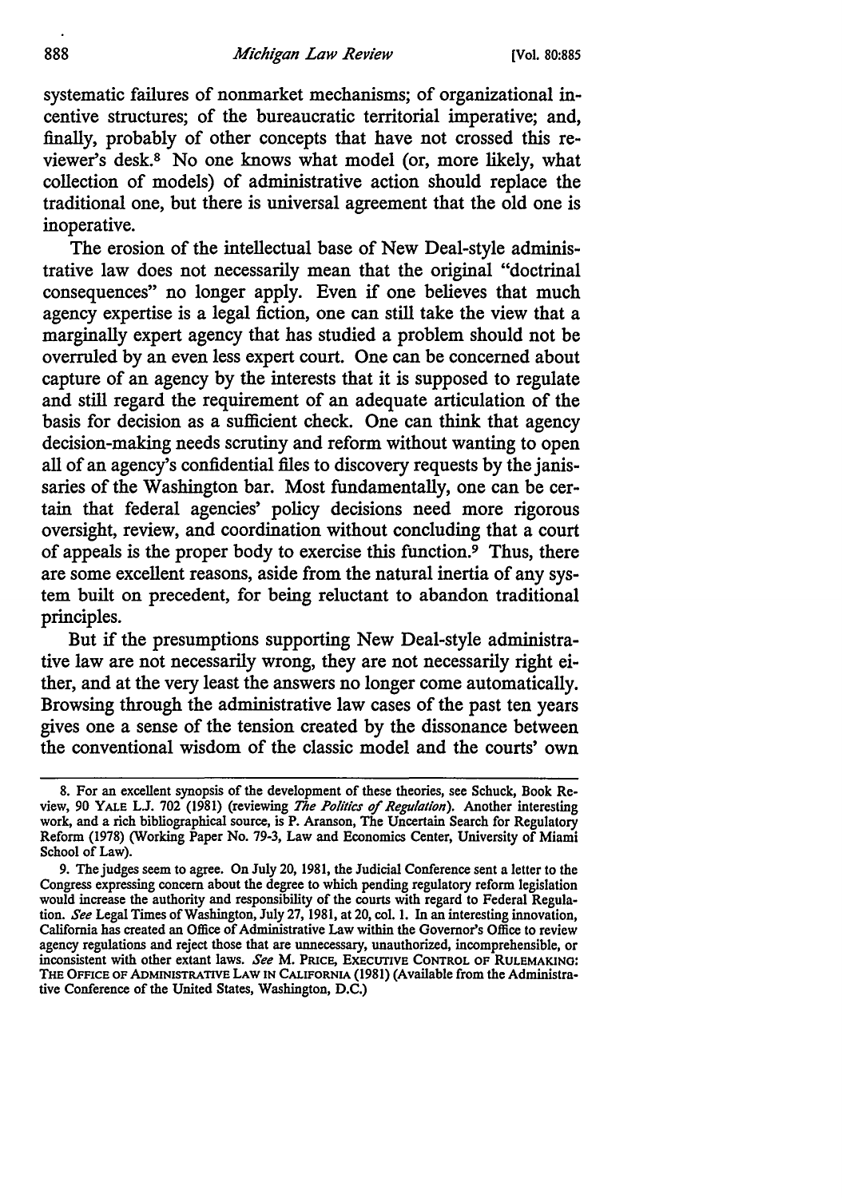systematic failures of nonmarket mechanisms; of organizational incentive structures; of the bureaucratic territorial imperative; and, finally, probably of other concepts that have not crossed this reviewer's desk.[8] No one knows what model (or, more likely, what collection of models) of administrative action should replace the traditional one, but there is universal agreement that the old one is inoperative.

The erosion of the intellectual base of New Deal-style administrative law does not necessarily mean that the original "doctrinal consequences" no longer apply. Even if one believes that much agency expertise is a legal fiction, one can still take the view that a marginally expert agency that has studied a problem should not be overruled by an even less expert court. One can be concerned about capture of an agency by the interests that it is supposed to regulate and still regard the requirement of an adequate articulation of the basis for decision as a sufficient check. One can think that agency decision-making needs scrutiny and reform without wanting to open all of an agency's confidential files to discovery requests by the janissaries of the Washington bar. Most fundamentally, one can be certain that federal agencies' policy decisions need more rigorous oversight, review, and coordination without concluding that a court of appeals is the proper body to exercise this function.[9] Thus, there are some excellent reasons, aside from the natural inertia of any system built on precedent, for being reluctant to abandon traditional principles.

But if the presumptions supporting New Deal-style administrative law are not necessarily wrong, they are not necessarily right either, and at the very least the answers no longer come automatically. Browsing through the administrative law cases of the past ten years gives one a sense of the tension created by the dissonance between the conventional wisdom of the classic model and the courts' own

---

8. For an excellent synopsis of the development of these theories, see Schuck, Book Review, 90 YALE L.J. 702 (1981) (reviewing *The Politics of Regulation*). Another interesting work, and a rich bibliographical source, is P. Aranson, The Uncertain Search for Regulatory Reform (1978) (Working Paper No. 79-3, Law and Economics Center, University of Miami School of Law).

9. The judges seem to agree. On July 20, 1981, the Judicial Conference sent a letter to the Congress expressing concern about the degree to which pending regulatory reform legislation would increase the authority and responsibility of the courts with regard to Federal Regulation. *See* Legal Times of Washington, July 27, 1981, at 20, col. 1. In an interesting innovation, California has created an Office of Administrative Law within the Governor's Office to review agency regulations and reject those that are unnecessary, unauthorized, incomprehensible, or inconsistent with other extant laws. *See* M. PRICE, EXECUTIVE CONTROL OF RULEMAKING: THE OFFICE OF ADMINISTRATIVE LAW IN CALIFORNIA (1981) (Available from the Administrative Conference of the United States, Washington, D.C.)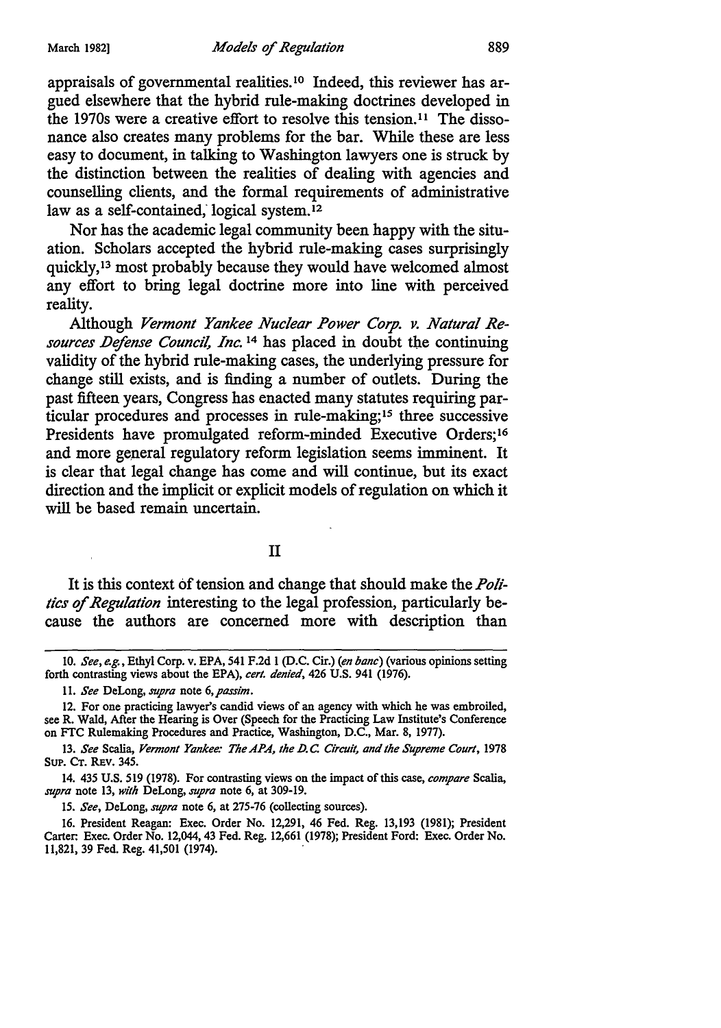appraisals of governmental realities.[10] Indeed, this reviewer has argued elsewhere that the hybrid rule-making doctrines developed in the 1970s were a creative effort to resolve this tension.[11] The dissonance also creates many problems for the bar. While these are less easy to document, in talking to Washington lawyers one is struck by the distinction between the realities of dealing with agencies and counselling clients, and the formal requirements of administrative law as a self-contained, logical system.[12]

Nor has the academic legal community been happy with the situation. Scholars accepted the hybrid rule-making cases surprisingly quickly,[13] most probably because they would have welcomed almost any effort to bring legal doctrine more into line with perceived reality.

Although *Vermont Yankee Nuclear Power Corp. v. Natural Resources Defense Council, Inc.*[14] has placed in doubt the continuing validity of the hybrid rule-making cases, the underlying pressure for change still exists, and is finding a number of outlets. During the past fifteen years, Congress has enacted many statutes requiring particular procedures and processes in rule-making;[15] three successive Presidents have promulgated reform-minded Executive Orders;[16] and more general regulatory reform legislation seems imminent. It is clear that legal change has come and will continue, but its exact direction and the implicit or explicit models of regulation on which it will be based remain uncertain.

## II

It is this context of tension and change that should make the *Politics of Regulation* interesting to the legal profession, particularly because the authors are concerned more with description than

---

10. *See, e.g.*, Ethyl Corp. v. EPA, 541 F.2d 1 (D.C. Cir.) (*en banc*) (various opinions setting forth contrasting views about the EPA), *cert. denied*, 426 U.S. 941 (1976).

11. *See* DeLong, *supra* note 6, *passim*.

12. For one practicing lawyer's candid views of an agency with which he was embroiled, see R. Wald, After the Hearing is Over (Speech for the Practicing Law Institute's Conference on FTC Rulemaking Procedures and Practice, Washington, D.C., Mar. 8, 1977).

13. *See* Scalia, *Vermont Yankee: The APA, the D.C. Circuit, and the Supreme Court*, 1978 Sup. Ct. Rev. 345.

14. 435 U.S. 519 (1978). For contrasting views on the impact of this case, *compare* Scalia, *supra* note 13, *with* DeLong, *supra* note 6, at 309-19.

15. *See*, DeLong, *supra* note 6, at 275-76 (collecting sources).

16. President Reagan: Exec. Order No. 12,291, 46 Fed. Reg. 13,193 (1981); President Carter: Exec. Order No. 12,044, 43 Fed. Reg. 12,661 (1978); President Ford: Exec. Order No. 11,821, 39 Fed. Reg. 41,501 (1974).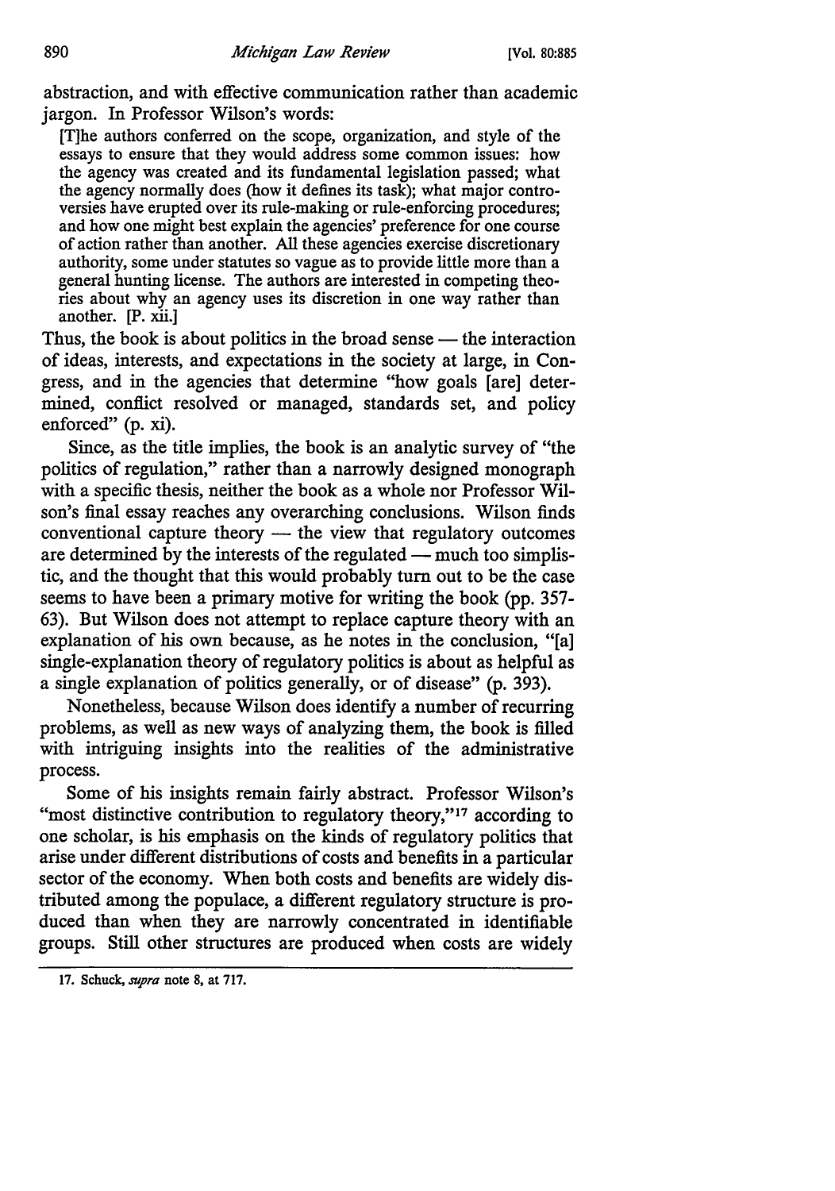abstraction, and with effective communication rather than academic jargon. In Professor Wilson's words:

> [T]he authors conferred on the scope, organization, and style of the essays to ensure that they would address some common issues: how the agency was created and its fundamental legislation passed; what the agency normally does (how it defines its task); what major controversies have erupted over its rule-making or rule-enforcing procedures; and how one might best explain the agencies' preference for one course of action rather than another. All these agencies exercise discretionary authority, some under statutes so vague as to provide little more than a general hunting license. The authors are interested in competing theories about why an agency uses its discretion in one way rather than another. [P. xii.]

Thus, the book is about politics in the broad sense — the interaction of ideas, interests, and expectations in the society at large, in Congress, and in the agencies that determine "how goals [are] determined, conflict resolved or managed, standards set, and policy enforced" (p. xi).

Since, as the title implies, the book is an analytic survey of "the politics of regulation," rather than a narrowly designed monograph with a specific thesis, neither the book as a whole nor Professor Wilson's final essay reaches any overarching conclusions. Wilson finds conventional capture theory — the view that regulatory outcomes are determined by the interests of the regulated — much too simplistic, and the thought that this would probably turn out to be the case seems to have been a primary motive for writing the book (pp. 357-63). But Wilson does not attempt to replace capture theory with an explanation of his own because, as he notes in the conclusion, "[a] single-explanation theory of regulatory politics is about as helpful as a single explanation of politics generally, or of disease" (p. 393).

Nonetheless, because Wilson does identify a number of recurring problems, as well as new ways of analyzing them, the book is filled with intriguing insights into the realities of the administrative process.

Some of his insights remain fairly abstract. Professor Wilson's "most distinctive contribution to regulatory theory,"[17] according to one scholar, is his emphasis on the kinds of regulatory politics that arise under different distributions of costs and benefits in a particular sector of the economy. When both costs and benefits are widely distributed among the populace, a different regulatory structure is produced than when they are narrowly concentrated in identifiable groups. Still other structures are produced when costs are widely

---

17. Schuck, *supra* note 8, at 717.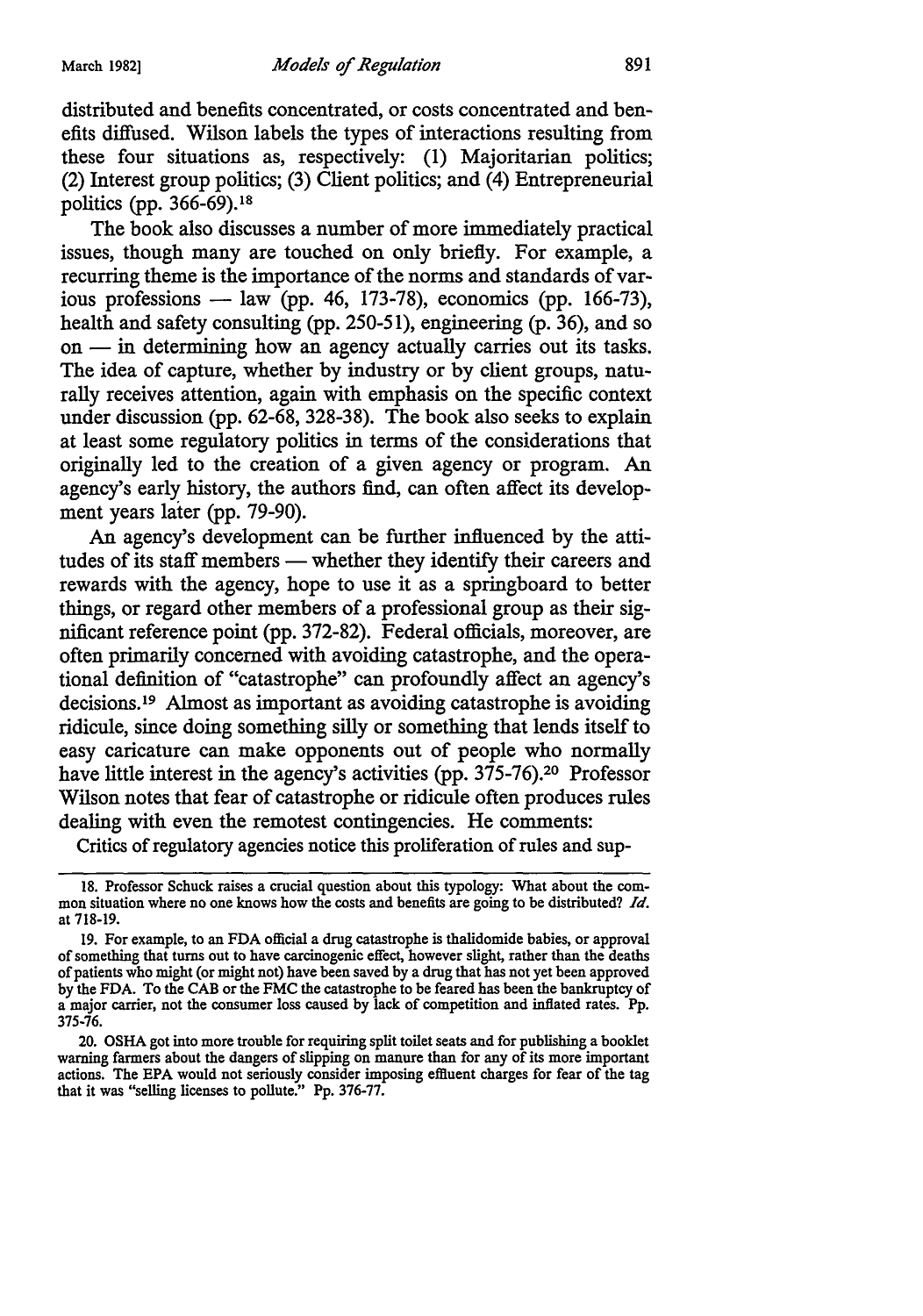distributed and benefits concentrated, or costs concentrated and benefits diffused. Wilson labels the types of interactions resulting from these four situations as, respectively: (1) Majoritarian politics; (2) Interest group politics; (3) Client politics; and (4) Entrepreneurial politics (pp. 366-69).[18]

The book also discusses a number of more immediately practical issues, though many are touched on only briefly. For example, a recurring theme is the importance of the norms and standards of various professions — law (pp. 46, 173-78), economics (pp. 166-73), health and safety consulting (pp. 250-51), engineering (p. 36), and so on — in determining how an agency actually carries out its tasks. The idea of capture, whether by industry or by client groups, naturally receives attention, again with emphasis on the specific context under discussion (pp. 62-68, 328-38). The book also seeks to explain at least some regulatory politics in terms of the considerations that originally led to the creation of a given agency or program. An agency's early history, the authors find, can often affect its development years later (pp. 79-90).

An agency's development can be further influenced by the attitudes of its staff members — whether they identify their careers and rewards with the agency, hope to use it as a springboard to better things, or regard other members of a professional group as their significant reference point (pp. 372-82). Federal officials, moreover, are often primarily concerned with avoiding catastrophe, and the operational definition of "catastrophe" can profoundly affect an agency's decisions.[19] Almost as important as avoiding catastrophe is avoiding ridicule, since doing something silly or something that lends itself to easy caricature can make opponents out of people who normally have little interest in the agency's activities (pp. 375-76).[20] Professor Wilson notes that fear of catastrophe or ridicule often produces rules dealing with even the remotest contingencies. He comments:

Critics of regulatory agencies notice this proliferation of rules and sup-

---

18. Professor Schuck raises a crucial question about this typology: What about the common situation where no one knows how the costs and benefits are going to be distributed? *Id.* at 718-19.

19. For example, to an FDA official a drug catastrophe is thalidomide babies, or approval of something that turns out to have carcinogenic effect, however slight, rather than the deaths of patients who might (or might not) have been saved by a drug that has not yet been approved by the FDA. To the CAB or the FMC the catastrophe to be feared has been the bankruptcy of a major carrier, not the consumer loss caused by lack of competition and inflated rates. Pp. 375-76.

20. OSHA got into more trouble for requiring split toilet seats and for publishing a booklet warning farmers about the dangers of slipping on manure than for any of its more important actions. The EPA would not seriously consider imposing effluent charges for fear of the tag that it was "selling licenses to pollute." Pp. 376-77.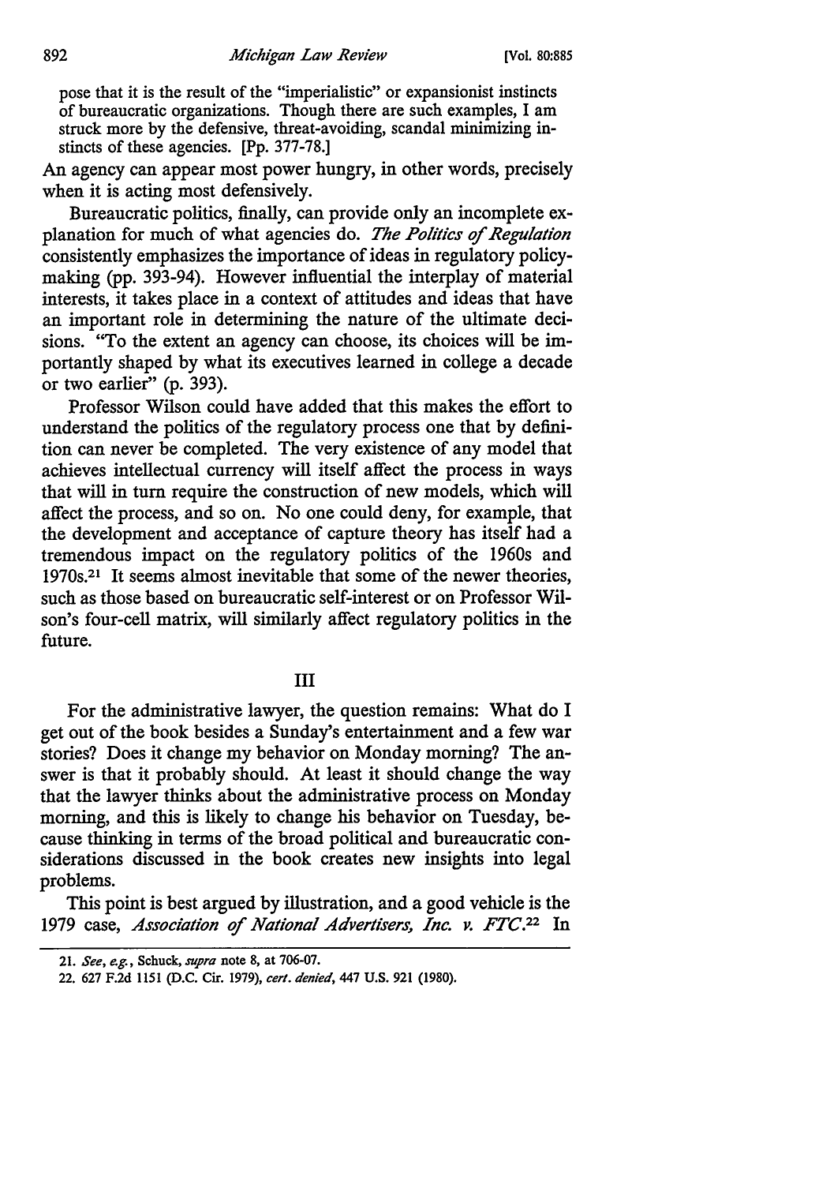pose that it is the result of the "imperialistic" or expansionist instincts of bureaucratic organizations. Though there are such examples, I am struck more by the defensive, threat-avoiding, scandal minimizing instincts of these agencies. [Pp. 377-78.]

An agency can appear most power hungry, in other words, precisely when it is acting most defensively.

Bureaucratic politics, finally, can provide only an incomplete explanation for much of what agencies do. *The Politics of Regulation* consistently emphasizes the importance of ideas in regulatory policy-making (pp. 393-94). However influential the interplay of material interests, it takes place in a context of attitudes and ideas that have an important role in determining the nature of the ultimate decisions. "To the extent an agency can choose, its choices will be importantly shaped by what its executives learned in college a decade or two earlier" (p. 393).

Professor Wilson could have added that this makes the effort to understand the politics of the regulatory process one that by definition can never be completed. The very existence of any model that achieves intellectual currency will itself affect the process in ways that will in turn require the construction of new models, which will affect the process, and so on. No one could deny, for example, that the development and acceptance of capture theory has itself had a tremendous impact on the regulatory politics of the 1960s and 1970s.[21] It seems almost inevitable that some of the newer theories, such as those based on bureaucratic self-interest or on Professor Wilson's four-cell matrix, will similarly affect regulatory politics in the future.

## III

For the administrative lawyer, the question remains: What do I get out of the book besides a Sunday's entertainment and a few war stories? Does it change my behavior on Monday morning? The answer is that it probably should. At least it should change the way that the lawyer thinks about the administrative process on Monday morning, and this is likely to change his behavior on Tuesday, because thinking in terms of the broad political and bureaucratic considerations discussed in the book creates new insights into legal problems.

This point is best argued by illustration, and a good vehicle is the 1979 case, *Association of National Advertisers, Inc. v. FTC*.[22] In

---

21. *See, e.g.*, Schuck, *supra* note 8, at 706-07.

22. 627 F.2d 1151 (D.C. Cir. 1979), *cert. denied*, 447 U.S. 921 (1980).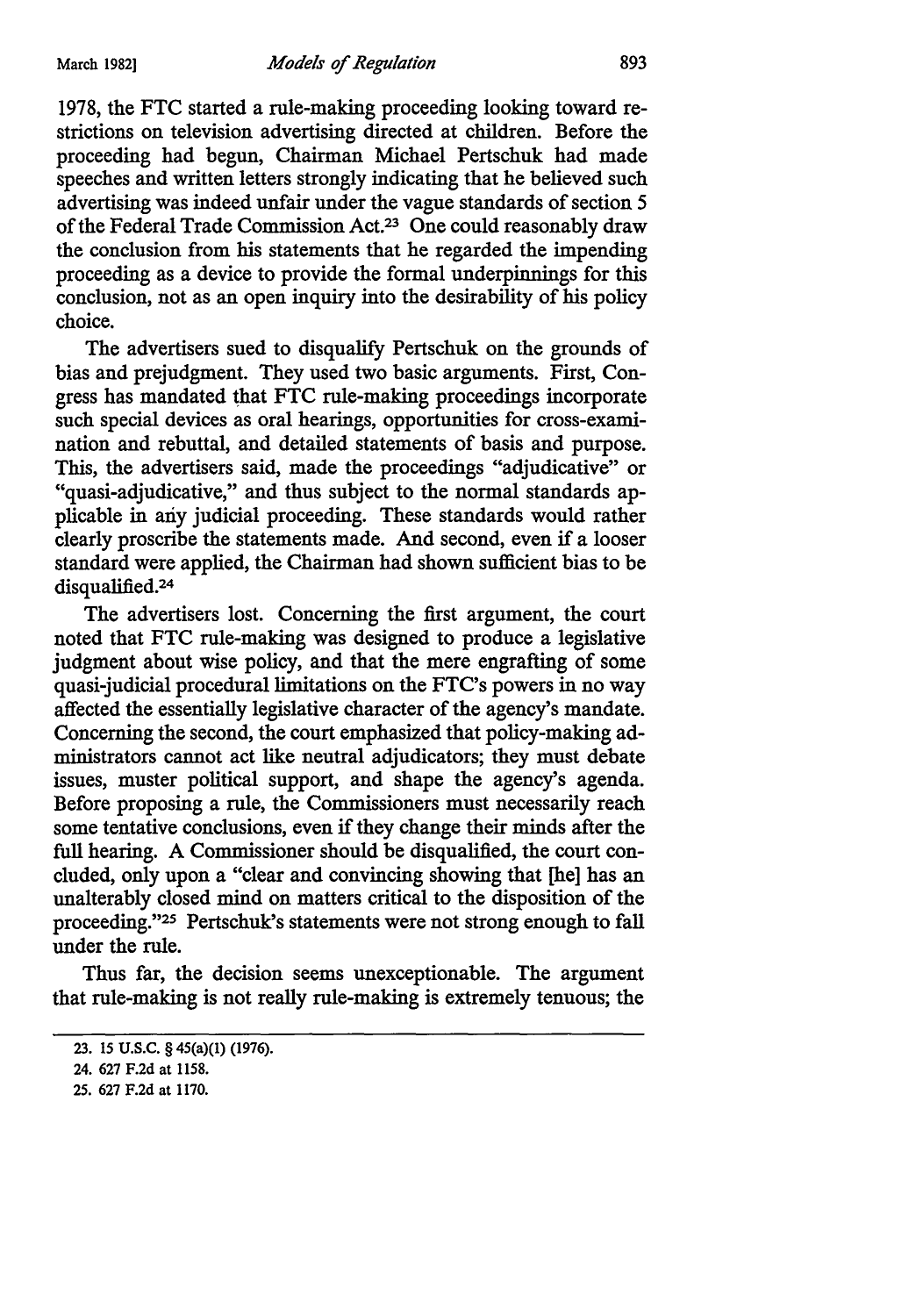1978, the FTC started a rule-making proceeding looking toward restrictions on television advertising directed at children. Before the proceeding had begun, Chairman Michael Pertschuk had made speeches and written letters strongly indicating that he believed such advertising was indeed unfair under the vague standards of section 5 of the Federal Trade Commission Act.[23] One could reasonably draw the conclusion from his statements that he regarded the impending proceeding as a device to provide the formal underpinnings for this conclusion, not as an open inquiry into the desirability of his policy choice.

The advertisers sued to disqualify Pertschuk on the grounds of bias and prejudgment. They used two basic arguments. First, Congress has mandated that FTC rule-making proceedings incorporate such special devices as oral hearings, opportunities for cross-examination and rebuttal, and detailed statements of basis and purpose. This, the advertisers said, made the proceedings "adjudicative" or "quasi-adjudicative," and thus subject to the normal standards applicable in any judicial proceeding. These standards would rather clearly proscribe the statements made. And second, even if a looser standard were applied, the Chairman had shown sufficient bias to be disqualified.[24]

The advertisers lost. Concerning the first argument, the court noted that FTC rule-making was designed to produce a legislative judgment about wise policy, and that the mere engrafting of some quasi-judicial procedural limitations on the FTC's powers in no way affected the essentially legislative character of the agency's mandate. Concerning the second, the court emphasized that policy-making administrators cannot act like neutral adjudicators; they must debate issues, muster political support, and shape the agency's agenda. Before proposing a rule, the Commissioners must necessarily reach some tentative conclusions, even if they change their minds after the full hearing. A Commissioner should be disqualified, the court concluded, only upon a "clear and convincing showing that [he] has an unalterably closed mind on matters critical to the disposition of the proceeding."[25] Pertschuk's statements were not strong enough to fall under the rule.

Thus far, the decision seems unexceptionable. The argument that rule-making is not really rule-making is extremely tenuous; the

23. 15 U.S.C. § 45(a)(1) (1976).

24. 627 F.2d at 1158.

25. 627 F.2d at 1170.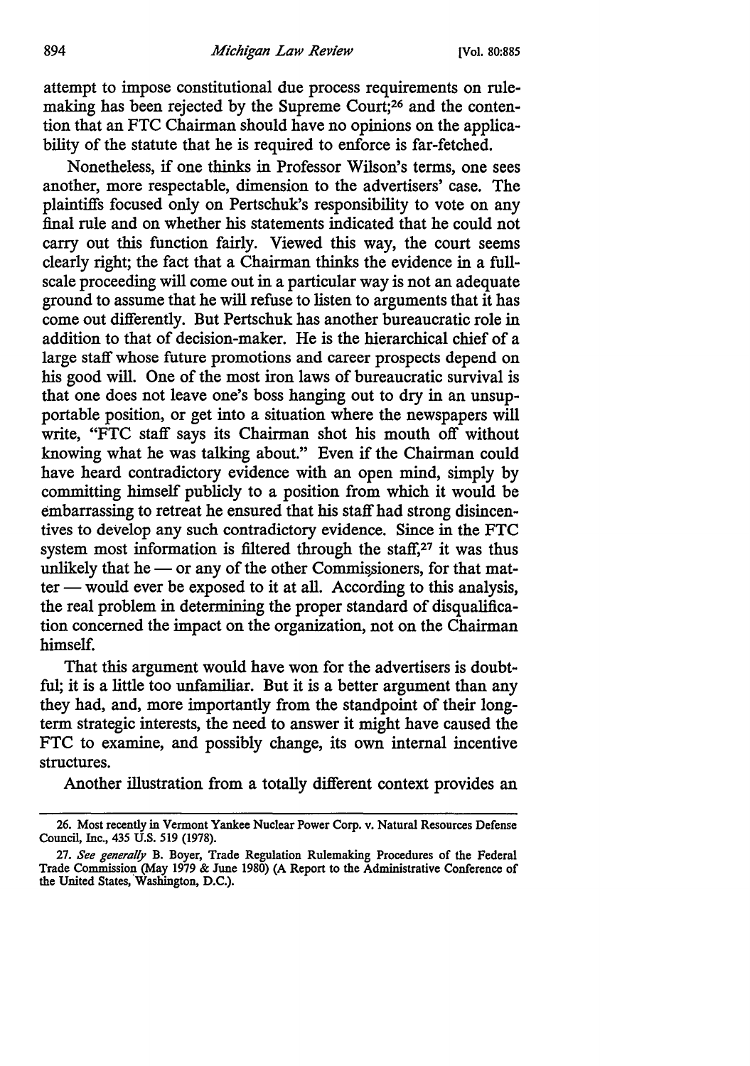attempt to impose constitutional due process requirements on rule-making has been rejected by the Supreme Court;[26] and the contention that an FTC Chairman should have no opinions on the applicability of the statute that he is required to enforce is far-fetched.

Nonetheless, if one thinks in Professor Wilson's terms, one sees another, more respectable, dimension to the advertisers' case. The plaintiffs focused only on Pertschuk's responsibility to vote on any final rule and on whether his statements indicated that he could not carry out this function fairly. Viewed this way, the court seems clearly right; the fact that a Chairman thinks the evidence in a full-scale proceeding will come out in a particular way is not an adequate ground to assume that he will refuse to listen to arguments that it has come out differently. But Pertschuk has another bureaucratic role in addition to that of decision-maker. He is the hierarchical chief of a large staff whose future promotions and career prospects depend on his good will. One of the most iron laws of bureaucratic survival is that one does not leave one's boss hanging out to dry in an unsupportable position, or get into a situation where the newspapers will write, "FTC staff says its Chairman shot his mouth off without knowing what he was talking about." Even if the Chairman could have heard contradictory evidence with an open mind, simply by committing himself publicly to a position from which it would be embarrassing to retreat he ensured that his staff had strong disincentives to develop any such contradictory evidence. Since in the FTC system most information is filtered through the staff,[27] it was thus unlikely that he — or any of the other Commissioners, for that matter — would ever be exposed to it at all. According to this analysis, the real problem in determining the proper standard of disqualification concerned the impact on the organization, not on the Chairman himself.

That this argument would have won for the advertisers is doubtful; it is a little too unfamiliar. But it is a better argument than any they had, and, more importantly from the standpoint of their long-term strategic interests, the need to answer it might have caused the FTC to examine, and possibly change, its own internal incentive structures.

Another illustration from a totally different context provides an

---

26. Most recently in Vermont Yankee Nuclear Power Corp. v. Natural Resources Defense Council, Inc., 435 U.S. 519 (1978).

27. *See generally* B. Boyer, Trade Regulation Rulemaking Procedures of the Federal Trade Commission (May 1979 & June 1980) (A Report to the Administrative Conference of the United States, Washington, D.C.).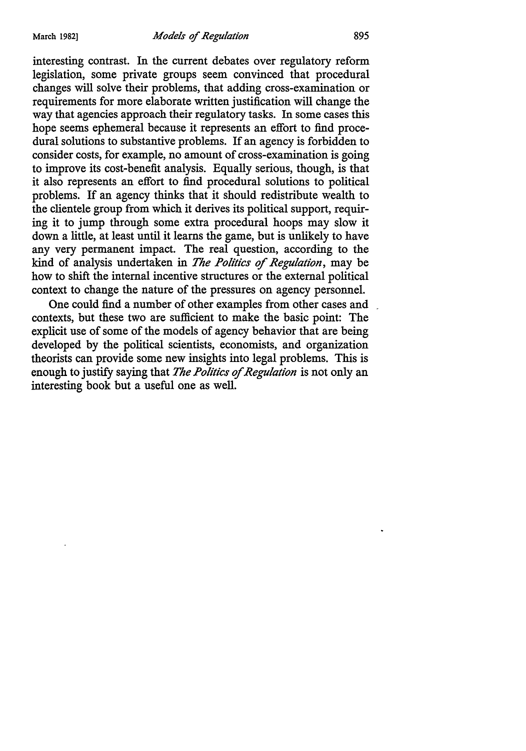interesting contrast. In the current debates over regulatory reform legislation, some private groups seem convinced that procedural changes will solve their problems, that adding cross-examination or requirements for more elaborate written justification will change the way that agencies approach their regulatory tasks. In some cases this hope seems ephemeral because it represents an effort to find procedural solutions to substantive problems. If an agency is forbidden to consider costs, for example, no amount of cross-examination is going to improve its cost-benefit analysis. Equally serious, though, is that it also represents an effort to find procedural solutions to political problems. If an agency thinks that it should redistribute wealth to the clientele group from which it derives its political support, requiring it to jump through some extra procedural hoops may slow it down a little, at least until it learns the game, but is unlikely to have any very permanent impact. The real question, according to the kind of analysis undertaken in *The Politics of Regulation*, may be how to shift the internal incentive structures or the external political context to change the nature of the pressures on agency personnel.

One could find a number of other examples from other cases and contexts, but these two are sufficient to make the basic point: The explicit use of some of the models of agency behavior that are being developed by the political scientists, economists, and organization theorists can provide some new insights into legal problems. This is enough to justify saying that *The Politics of Regulation* is not only an interesting book but a useful one as well.